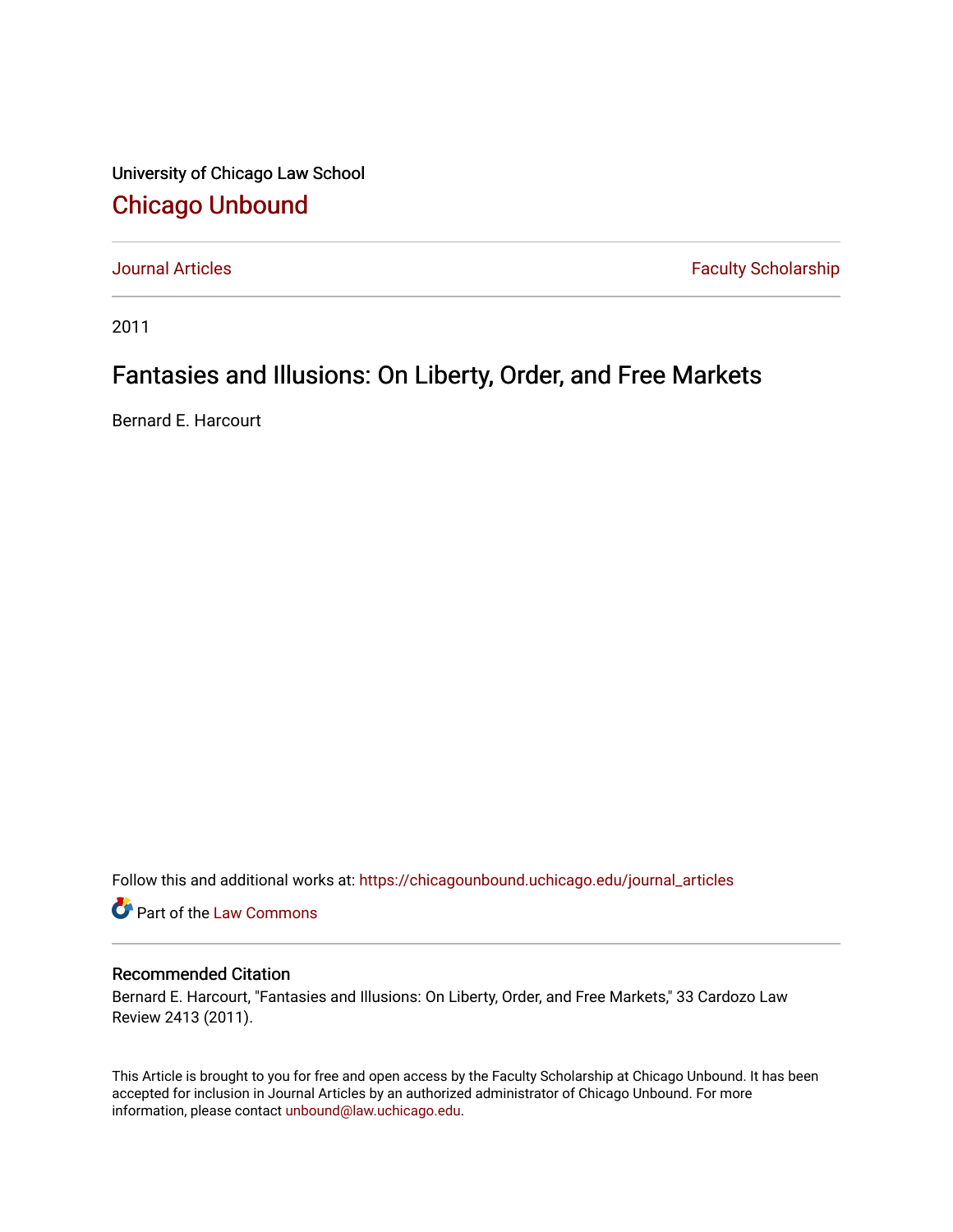University of Chicago Law School

# Chicago Unbound

Journal Articles | Faculty Scholarship

2011

## Fantasies and Illusions: On Liberty, Order, and Free Markets

Bernard E. Harcourt

Follow this and additional works at: https://chicagounbound.uchicago.edu/journal_articles

Part of the Law Commons

### Recommended Citation

Bernard E. Harcourt, "Fantasies and Illusions: On Liberty, Order, and Free Markets," 33 Cardozo Law Review 2413 (2011).

This Article is brought to you for free and open access by the Faculty Scholarship at Chicago Unbound. It has been accepted for inclusion in Journal Articles by an authorized administrator of Chicago Unbound. For more information, please contact unbound@law.uchicago.edu.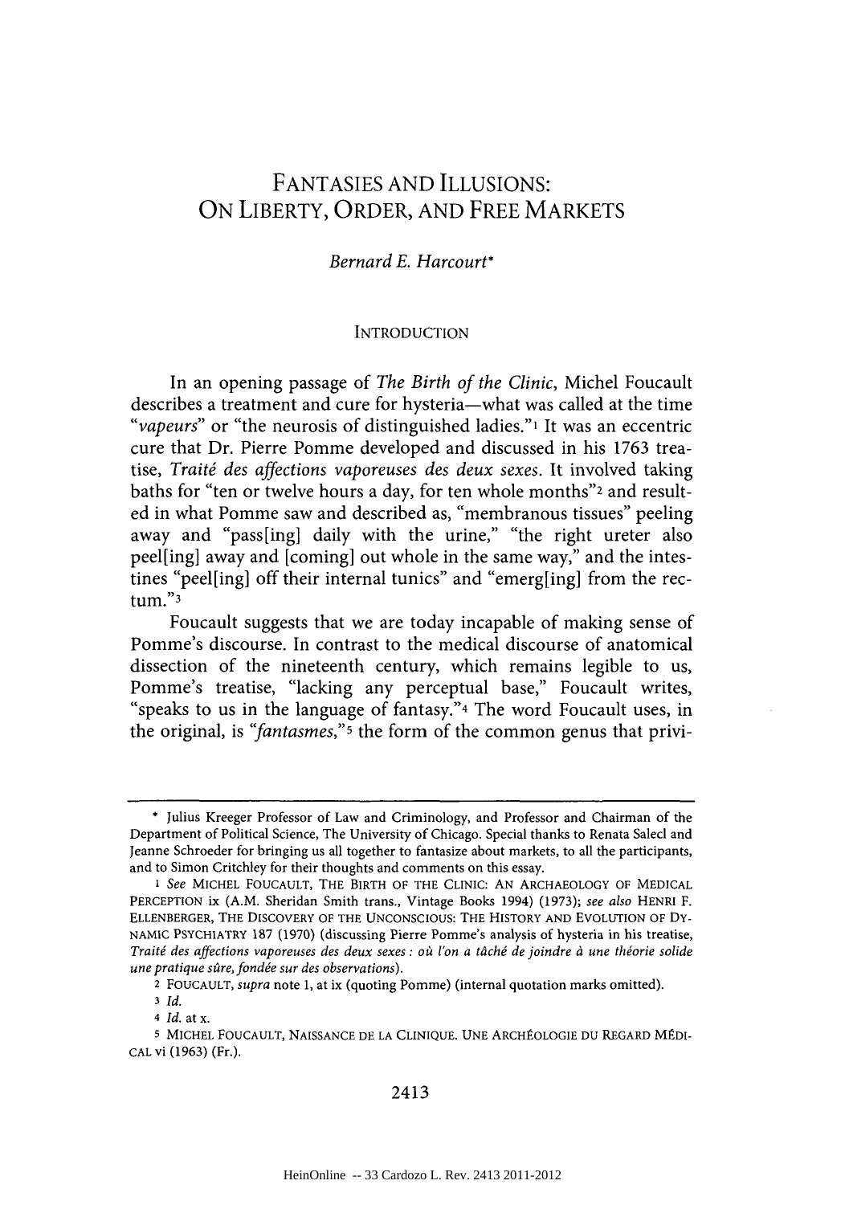# FANTASIES AND ILLUSIONS: ON LIBERTY, ORDER, AND FREE MARKETS

*Bernard E. Harcourt**

## INTRODUCTION

In an opening passage of *The Birth of the Clinic*, Michel Foucault describes a treatment and cure for hysteria—what was called at the time "*vapeurs*" or "the neurosis of distinguished ladies."[1] It was an eccentric cure that Dr. Pierre Pomme developed and discussed in his 1763 treatise, *Traité des affections vaporeuses des deux sexes*. It involved taking baths for "ten or twelve hours a day, for ten whole months"[2] and resulted in what Pomme saw and described as, "membranous tissues" peeling away and "pass[ing] daily with the urine," "the right ureter also peel[ing] away and [coming] out whole in the same way," and the intestines "peel[ing] off their internal tunics" and "emerg[ing] from the rectum."[3]

Foucault suggests that we are today incapable of making sense of Pomme's discourse. In contrast to the medical discourse of anatomical dissection of the nineteenth century, which remains legible to us, Pomme's treatise, "lacking any perceptual base," Foucault writes, "speaks to us in the language of fantasy."[4] The word Foucault uses, in the original, is "*fantasmes*,"[5] the form of the common genus that privi-

---

\* Julius Kreeger Professor of Law and Criminology, and Professor and Chairman of the Department of Political Science, The University of Chicago. Special thanks to Renata Salecl and Jeanne Schroeder for bringing us all together to fantasize about markets, to all the participants, and to Simon Critchley for their thoughts and comments on this essay.

1 *See* MICHEL FOUCAULT, THE BIRTH OF THE CLINIC: AN ARCHAEOLOGY OF MEDICAL PERCEPTION ix (A.M. Sheridan Smith trans., Vintage Books 1994) (1973); *see also* HENRI F. ELLENBERGER, THE DISCOVERY OF THE UNCONSCIOUS: THE HISTORY AND EVOLUTION OF DYNAMIC PSYCHIATRY 187 (1970) (discussing Pierre Pomme's analysis of hysteria in his treatise, *Traité des affections vaporeuses des deux sexes : où l'on a tâché de joindre à une théorie solide une pratique sûre, fondée sur des observations*).

2 FOUCAULT, *supra* note 1, at ix (quoting Pomme) (internal quotation marks omitted).

3 *Id.*

4 *Id.* at x.

5 MICHEL FOUCAULT, NAISSANCE DE LA CLINIQUE. UNE ARCHÉOLOGIE DU REGARD MÉDICAL vi (1963) (Fr.).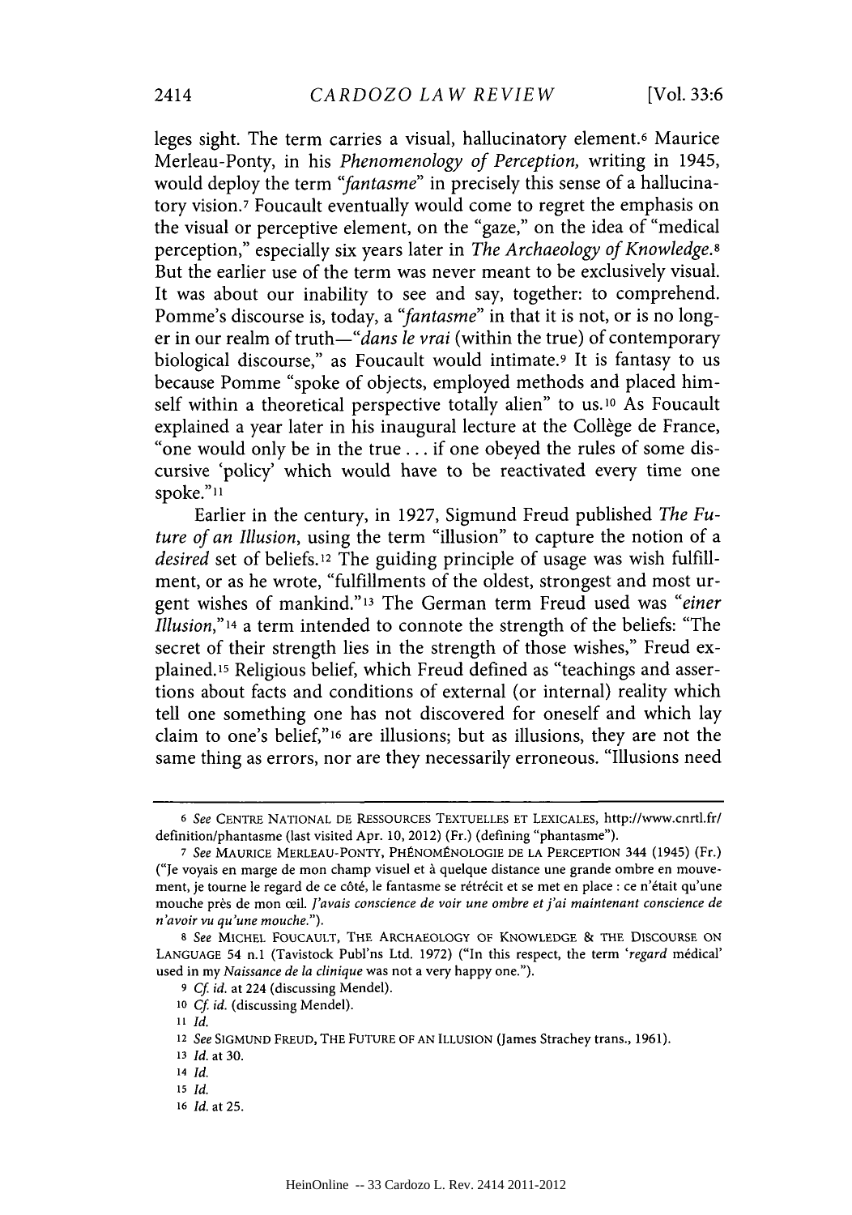leges sight. The term carries a visual, hallucinatory element.[6] Maurice Merleau-Ponty, in his *Phenomenology of Perception,* writing in 1945, would deploy the term "*fantasme*" in precisely this sense of a hallucinatory vision.[7] Foucault eventually would come to regret the emphasis on the visual or perceptive element, on the "gaze," on the idea of "medical perception," especially six years later in *The Archaeology of Knowledge.*[8] But the earlier use of the term was never meant to be exclusively visual. It was about our inability to see and say, together: to comprehend. Pomme's discourse is, today, a "*fantasme*" in that it is not, or is no longer in our realm of truth—"*dans le vrai* (within the true) of contemporary biological discourse," as Foucault would intimate.[9] It is fantasy to us because Pomme "spoke of objects, employed methods and placed himself within a theoretical perspective totally alien" to us.[10] As Foucault explained a year later in his inaugural lecture at the Collège de France, "one would only be in the true . . . if one obeyed the rules of some discursive 'policy' which would have to be reactivated every time one spoke."[11]

Earlier in the century, in 1927, Sigmund Freud published *The Future of an Illusion,* using the term "illusion" to capture the notion of a *desired* set of beliefs.[12] The guiding principle of usage was wish fulfillment, or as he wrote, "fulfillments of the oldest, strongest and most urgent wishes of mankind."[13] The German term Freud used was "*einer Illusion,*"[14] a term intended to connote the strength of the beliefs: "The secret of their strength lies in the strength of those wishes," Freud explained.[15] Religious belief, which Freud defined as "teachings and assertions about facts and conditions of external (or internal) reality which tell one something one has not discovered for oneself and which lay claim to one's belief,"[16] are illusions; but as illusions, they are not the same thing as errors, nor are they necessarily erroneous. "Illusions need

---

6 *See* CENTRE NATIONAL DE RESSOURCES TEXTUELLES ET LEXICALES, http://www.cnrtl.fr/definition/phantasme (last visited Apr. 10, 2012) (Fr.) (defining "phantasme").

7 *See* MAURICE MERLEAU-PONTY, PHÉNOMÉNOLOGIE DE LA PERCEPTION 344 (1945) (Fr.) ("Je voyais en marge de mon champ visuel et à quelque distance une grande ombre en mouvement, je tourne le regard de ce côté, le fantasme se rétrécit et se met en place : ce n'était qu'une mouche près de mon œil. *J'avais conscience de voir une ombre et j'ai maintenant conscience de n'avoir vu qu'une mouche.*").

8 *See* MICHEL FOUCAULT, THE ARCHAEOLOGY OF KNOWLEDGE & THE DISCOURSE ON LANGUAGE 54 n.1 (Tavistock Publ'ns Ltd. 1972) ("In this respect, the term '*regard* médical' used in my *Naissance de la clinique* was not a very happy one.").

9 *Cf. id.* at 224 (discussing Mendel).

10 *Cf. id.* (discussing Mendel).

11 *Id.*

12 *See* SIGMUND FREUD, THE FUTURE OF AN ILLUSION (James Strachey trans., 1961).

13 *Id.* at 30.

14 *Id.*

15 *Id.*

16 *Id.* at 25.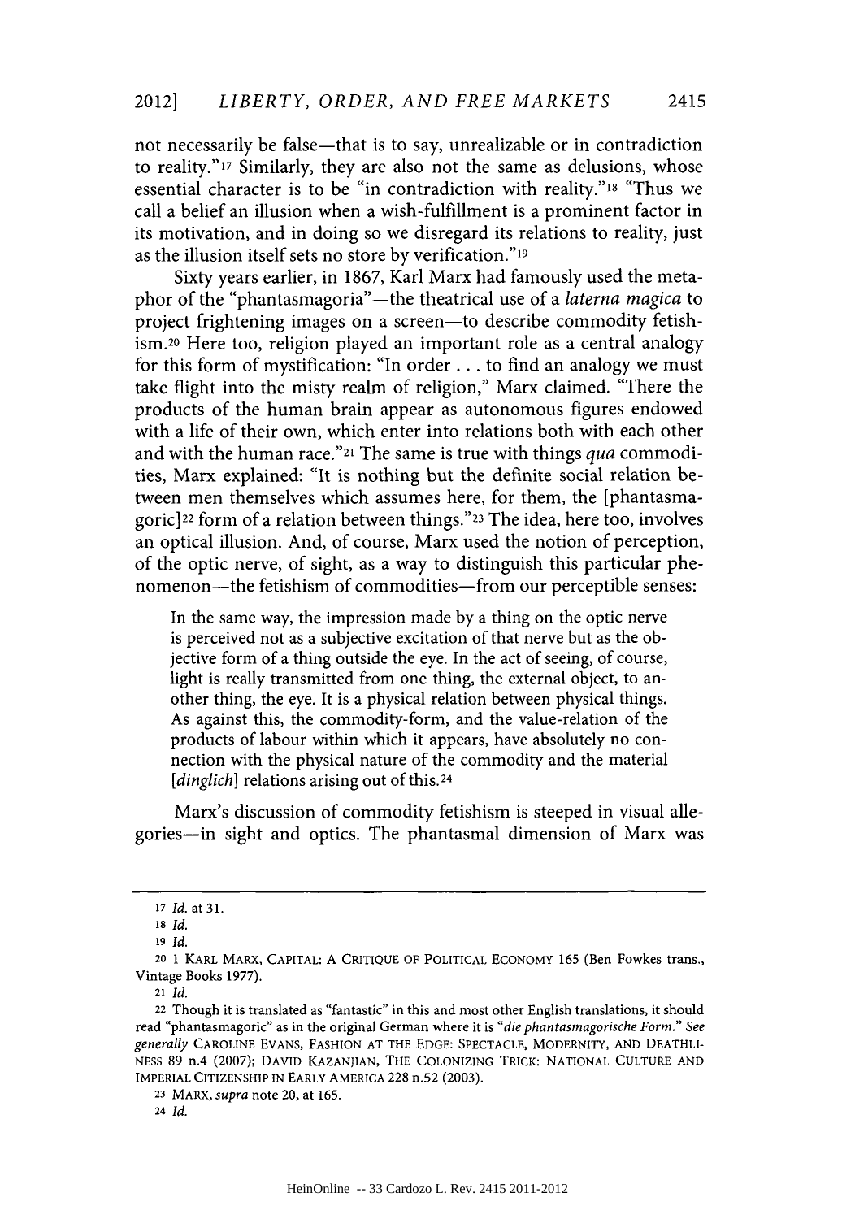not necessarily be false—that is to say, unrealizable or in contradiction to reality."[17] Similarly, they are also not the same as delusions, whose essential character is to be "in contradiction with reality."[18] "Thus we call a belief an illusion when a wish-fulfillment is a prominent factor in its motivation, and in doing so we disregard its relations to reality, just as the illusion itself sets no store by verification."[19]

Sixty years earlier, in 1867, Karl Marx had famously used the metaphor of the "phantasmagoria"—the theatrical use of a *laterna magica* to project frightening images on a screen—to describe commodity fetishism.[20] Here too, religion played an important role as a central analogy for this form of mystification: "In order . . . to find an analogy we must take flight into the misty realm of religion," Marx claimed. "There the products of the human brain appear as autonomous figures endowed with a life of their own, which enter into relations both with each other and with the human race."[21] The same is true with things *qua* commodities, Marx explained: "It is nothing but the definite social relation between men themselves which assumes here, for them, the [phantasmagoric][22] form of a relation between things."[23] The idea, here too, involves an optical illusion. And, of course, Marx used the notion of perception, of the optic nerve, of sight, as a way to distinguish this particular phenomenon—the fetishism of commodities—from our perceptible senses:

> In the same way, the impression made by a thing on the optic nerve is perceived not as a subjective excitation of that nerve but as the objective form of a thing outside the eye. In the act of seeing, of course, light is really transmitted from one thing, the external object, to another thing, the eye. It is a physical relation between physical things. As against this, the commodity-form, and the value-relation of the products of labour within which it appears, have absolutely no connection with the physical nature of the commodity and the material [*dinglich*] relations arising out of this.[24]

Marx's discussion of commodity fetishism is steeped in visual allegories—in sight and optics. The phantasmal dimension of Marx was

---

[17] *Id.* at 31.

[18] *Id.*

[19] *Id.*

[20] 1 KARL MARX, CAPITAL: A CRITIQUE OF POLITICAL ECONOMY 165 (Ben Fowkes trans., Vintage Books 1977).

[21] *Id.*

[22] Though it is translated as "fantastic" in this and most other English translations, it should read "phantasmagoric" as in the original German where it is "*die phantasmagorische Form.*" *See generally* CAROLINE EVANS, FASHION AT THE EDGE: SPECTACLE, MODERNITY, AND DEATHLINESS 89 n.4 (2007); DAVID KAZANJIAN, THE COLONIZING TRICK: NATIONAL CULTURE AND IMPERIAL CITIZENSHIP IN EARLY AMERICA 228 n.52 (2003).

[23] MARX, *supra* note 20, at 165.

[24] *Id.*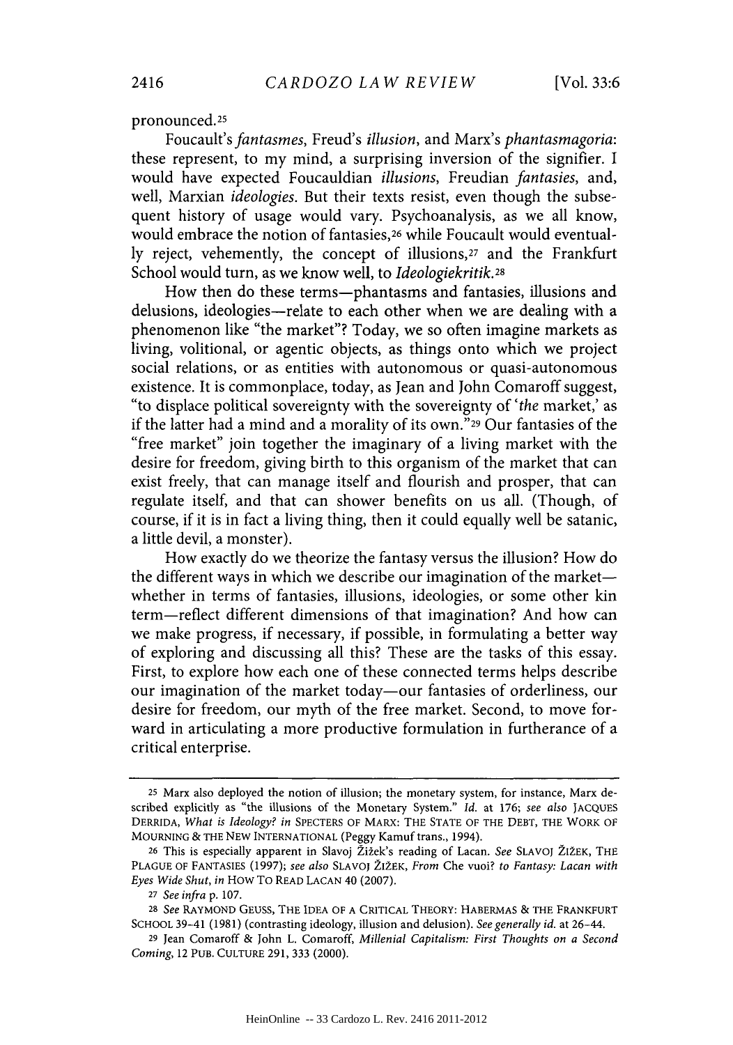pronounced.[25]

Foucault's *fantasmes*, Freud's *illusion*, and Marx's *phantasmagoria*: these represent, to my mind, a surprising inversion of the signifier. I would have expected Foucauldian *illusions*, Freudian *fantasies*, and, well, Marxian *ideologies*. But their texts resist, even though the subsequent history of usage would vary. Psychoanalysis, as we all know, would embrace the notion of fantasies,[26] while Foucault would eventually reject, vehemently, the concept of illusions,[27] and the Frankfurt School would turn, as we know well, to *Ideologiekritik*.[28]

How then do these terms—phantasms and fantasies, illusions and delusions, ideologies—relate to each other when we are dealing with a phenomenon like "the market"? Today, we so often imagine markets as living, volitional, or agentic objects, as things onto which we project social relations, or as entities with autonomous or quasi-autonomous existence. It is commonplace, today, as Jean and John Comaroff suggest, "to displace political sovereignty with the sovereignty of '*the* market,' as if the latter had a mind and a morality of its own."[29] Our fantasies of the "free market" join together the imaginary of a living market with the desire for freedom, giving birth to this organism of the market that can exist freely, that can manage itself and flourish and prosper, that can regulate itself, and that can shower benefits on us all. (Though, of course, if it is in fact a living thing, then it could equally well be satanic, a little devil, a monster).

How exactly do we theorize the fantasy versus the illusion? How do the different ways in which we describe our imagination of the market—whether in terms of fantasies, illusions, ideologies, or some other kin term—reflect different dimensions of that imagination? And how can we make progress, if necessary, if possible, in formulating a better way of exploring and discussing all this? These are the tasks of this essay. First, to explore how each one of these connected terms helps describe our imagination of the market today—our fantasies of orderliness, our desire for freedom, our myth of the free market. Second, to move forward in articulating a more productive formulation in furtherance of a critical enterprise.

---

[25] Marx also deployed the notion of illusion; the monetary system, for instance, Marx described explicitly as "the illusions of the Monetary System." *Id.* at 176; *see also* JACQUES DERRIDA, *What is Ideology?* *in* SPECTERS OF MARX: THE STATE OF THE DEBT, THE WORK OF MOURNING & THE NEW INTERNATIONAL (Peggy Kamuf trans., 1994).

[26] This is especially apparent in Slavoj Žižek's reading of Lacan. *See* SLAVOJ ŽIŽEK, THE PLAGUE OF FANTASIES (1997); *see also* SLAVOJ ŽIŽEK, *From* Che vuoi? *to Fantasy: Lacan with Eyes Wide Shut*, *in* HOW TO READ LACAN 40 (2007).

[27] *See infra* p. 107.

[28] *See* RAYMOND GEUSS, THE IDEA OF A CRITICAL THEORY: HABERMAS & THE FRANKFURT SCHOOL 39-41 (1981) (contrasting ideology, illusion and delusion). *See generally id.* at 26-44.

[29] Jean Comaroff & John L. Comaroff, *Millenial Capitalism: First Thoughts on a Second Coming*, 12 PUB. CULTURE 291, 333 (2000).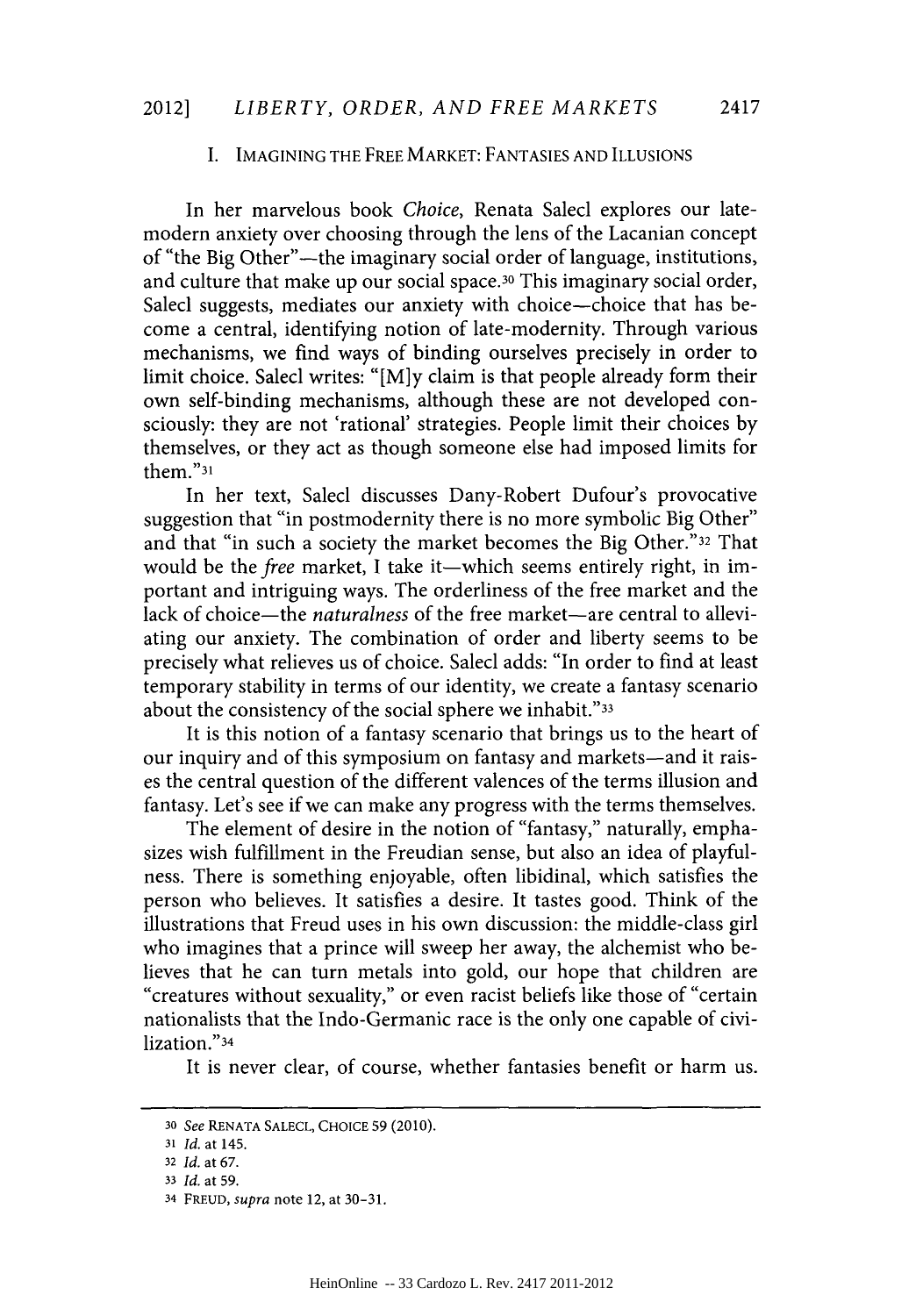## I. IMAGINING THE FREE MARKET: FANTASIES AND ILLUSIONS

In her marvelous book *Choice*, Renata Salecl explores our late-modern anxiety over choosing through the lens of the Lacanian concept of "the Big Other"—the imaginary social order of language, institutions, and culture that make up our social space.[30] This imaginary social order, Salecl suggests, mediates our anxiety with choice—choice that has become a central, identifying notion of late-modernity. Through various mechanisms, we find ways of binding ourselves precisely in order to limit choice. Salecl writes: "[M]y claim is that people already form their own self-binding mechanisms, although these are not developed consciously: they are not 'rational' strategies. People limit their choices by themselves, or they act as though someone else had imposed limits for them."[31]

In her text, Salecl discusses Dany-Robert Dufour's provocative suggestion that "in postmodernity there is no more symbolic Big Other" and that "in such a society the market becomes the Big Other."[32] That would be the *free* market, I take it—which seems entirely right, in important and intriguing ways. The orderliness of the free market and the lack of choice—the *naturalness* of the free market—are central to alleviating our anxiety. The combination of order and liberty seems to be precisely what relieves us of choice. Salecl adds: "In order to find at least temporary stability in terms of our identity, we create a fantasy scenario about the consistency of the social sphere we inhabit."[33]

It is this notion of a fantasy scenario that brings us to the heart of our inquiry and of this symposium on fantasy and markets—and it raises the central question of the different valences of the terms illusion and fantasy. Let's see if we can make any progress with the terms themselves.

The element of desire in the notion of "fantasy," naturally, emphasizes wish fulfillment in the Freudian sense, but also an idea of playfulness. There is something enjoyable, often libidinal, which satisfies the person who believes. It satisfies a desire. It tastes good. Think of the illustrations that Freud uses in his own discussion: the middle-class girl who imagines that a prince will sweep her away, the alchemist who believes that he can turn metals into gold, our hope that children are "creatures without sexuality," or even racist beliefs like those of "certain nationalists that the Indo-Germanic race is the only one capable of civilization."[34]

It is never clear, of course, whether fantasies benefit or harm us.

---

30 *See* RENATA SALECL, CHOICE 59 (2010).

31 *Id.* at 145.

32 *Id.* at 67.

33 *Id.* at 59.

34 FREUD, *supra* note 12, at 30–31.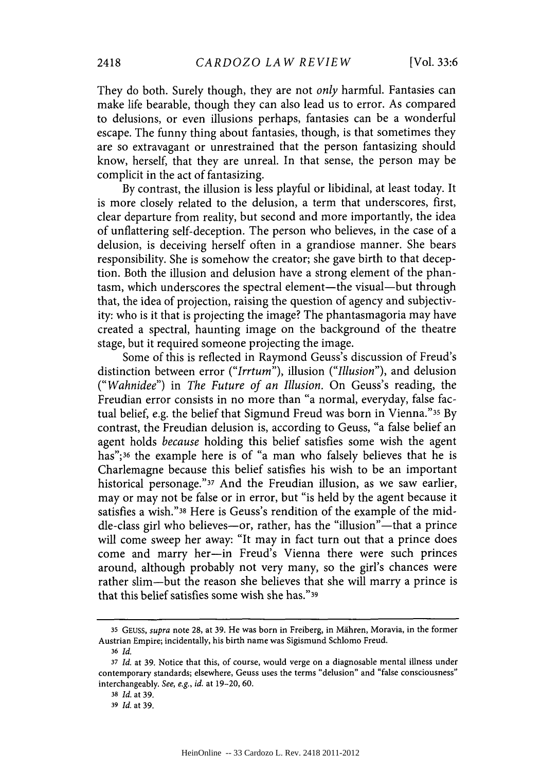They do both. Surely though, they are not *only* harmful. Fantasies can make life bearable, though they can also lead us to error. As compared to delusions, or even illusions perhaps, fantasies can be a wonderful escape. The funny thing about fantasies, though, is that sometimes they are so extravagant or unrestrained that the person fantasizing should know, herself, that they are unreal. In that sense, the person may be complicit in the act of fantasizing.

By contrast, the illusion is less playful or libidinal, at least today. It is more closely related to the delusion, a term that underscores, first, clear departure from reality, but second and more importantly, the idea of unflattering self-deception. The person who believes, in the case of a delusion, is deceiving herself often in a grandiose manner. She bears responsibility. She is somehow the creator; she gave birth to that deception. Both the illusion and delusion have a strong element of the phantasm, which underscores the spectral element—the visual—but through that, the idea of projection, raising the question of agency and subjectivity: who is it that is projecting the image? The phantasmagoria may have created a spectral, haunting image on the background of the theatre stage, but it required someone projecting the image.

Some of this is reflected in Raymond Geuss's discussion of Freud's distinction between error ("*Irrtum*"), illusion ("*Illusion*"), and delusion ("*Wahnidee*") in *The Future of an Illusion*. On Geuss's reading, the Freudian error consists in no more than "a normal, everyday, false factual belief, e.g. the belief that Sigmund Freud was born in Vienna."[35] By contrast, the Freudian delusion is, according to Geuss, "a false belief an agent holds *because* holding this belief satisfies some wish the agent has";[36] the example here is of "a man who falsely believes that he is Charlemagne because this belief satisfies his wish to be an important historical personage."[37] And the Freudian illusion, as we saw earlier, may or may not be false or in error, but "is held by the agent because it satisfies a wish."[38] Here is Geuss's rendition of the example of the middle-class girl who believes—or, rather, has the "illusion"—that a prince will come sweep her away: "It may in fact turn out that a prince does come and marry her—in Freud's Vienna there were such princes around, although probably not very many, so the girl's chances were rather slim—but the reason she believes that she will marry a prince is that this belief satisfies some wish she has."[39]

---

[35] GEUSS, *supra* note 28, at 39. He was born in Freiberg, in Mähren, Moravia, in the former Austrian Empire; incidentally, his birth name was Sigismund Schlomo Freud.

[36] *Id.*

[37] *Id.* at 39. Notice that this, of course, would verge on a diagnosable mental illness under contemporary standards; elsewhere, Geuss uses the terms "delusion" and "false consciousness" interchangeably. *See, e.g.*, *id.* at 19–20, 60.

[38] *Id.* at 39.

[39] *Id.* at 39.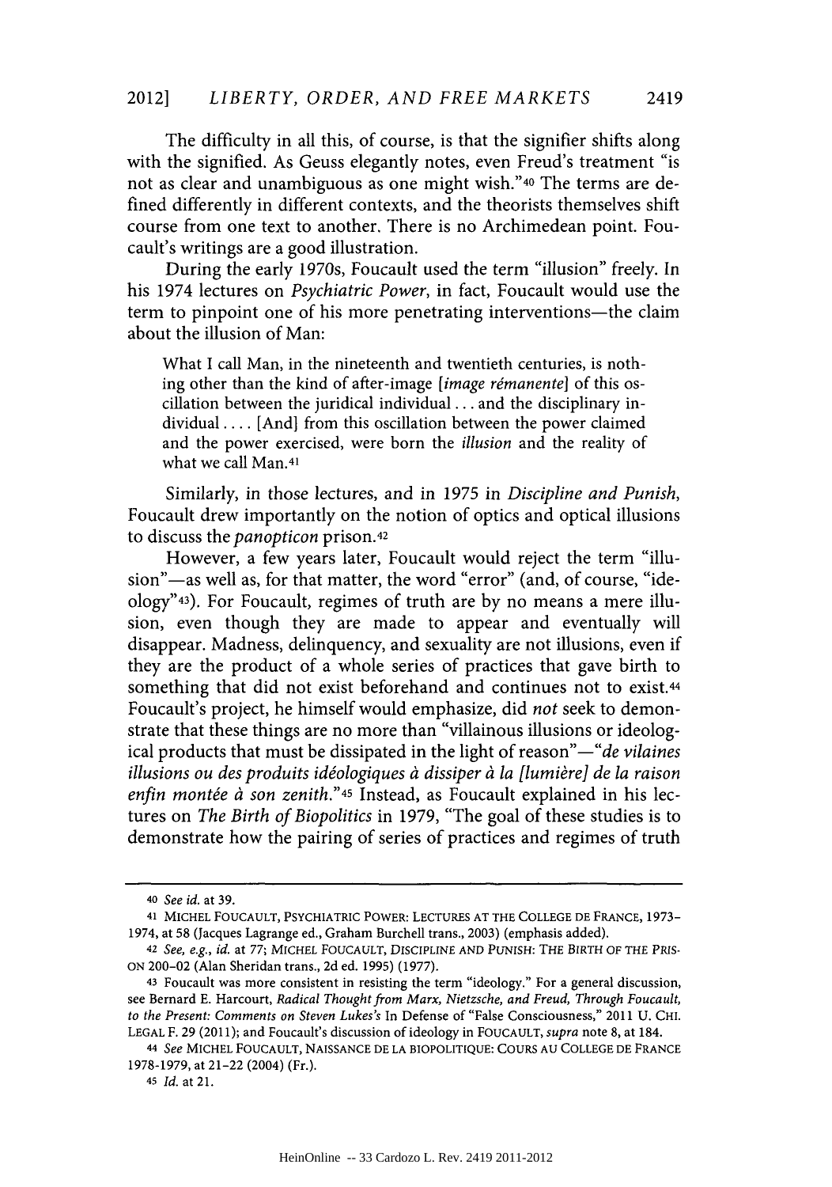The difficulty in all this, of course, is that the signifier shifts along with the signified. As Geuss elegantly notes, even Freud's treatment "is not as clear and unambiguous as one might wish."[40] The terms are defined differently in different contexts, and the theorists themselves shift course from one text to another. There is no Archimedean point. Foucault's writings are a good illustration.

During the early 1970s, Foucault used the term "illusion" freely. In his 1974 lectures on *Psychiatric Power*, in fact, Foucault would use the term to pinpoint one of his more penetrating interventions—the claim about the illusion of Man:

> What I call Man, in the nineteenth and twentieth centuries, is nothing other than the kind of after-image [*image rémanente*] of this oscillation between the juridical individual . . . and the disciplinary individual . . . . [And] from this oscillation between the power claimed and the power exercised, were born the *illusion* and the reality of what we call Man.[41]

Similarly, in those lectures, and in 1975 in *Discipline and Punish*, Foucault drew importantly on the notion of optics and optical illusions to discuss the *panopticon* prison.[42]

However, a few years later, Foucault would reject the term "illusion"—as well as, for that matter, the word "error" (and, of course, "ideology"[43]). For Foucault, regimes of truth are by no means a mere illusion, even though they are made to appear and eventually will disappear. Madness, delinquency, and sexuality are not illusions, even if they are the product of a whole series of practices that gave birth to something that did not exist beforehand and continues not to exist.[44] Foucault's project, he himself would emphasize, did *not* seek to demonstrate that these things are no more than "villainous illusions or ideological products that must be dissipated in the light of reason"—"*de vilaines illusions ou des produits idéologiques à dissiper à la [lumière] de la raison enfin montée à son zenith.*"[45] Instead, as Foucault explained in his lectures on *The Birth of Biopolitics* in 1979, "The goal of these studies is to demonstrate how the pairing of series of practices and regimes of truth

---

40 *See id.* at 39.

41 MICHEL FOUCAULT, PSYCHIATRIC POWER: LECTURES AT THE COLLEGE DE FRANCE, 1973–1974, at 58 (Jacques Lagrange ed., Graham Burchell trans., 2003) (emphasis added).

42 *See, e.g.*, *id.* at 77; MICHEL FOUCAULT, DISCIPLINE AND PUNISH: THE BIRTH OF THE PRISON 200–02 (Alan Sheridan trans., 2d ed. 1995) (1977).

43 Foucault was more consistent in resisting the term "ideology." For a general discussion, see Bernard E. Harcourt, *Radical Thought from Marx, Nietzsche, and Freud, Through Foucault, to the Present: Comments on Steven Lukes's* In Defense of "False Consciousness," 2011 U. CHI. LEGAL F. 29 (2011); and Foucault's discussion of ideology in FOUCAULT, *supra* note 8, at 184.

44 *See* MICHEL FOUCAULT, NAISSANCE DE LA BIOPOLITIQUE: COURS AU COLLEGE DE FRANCE 1978-1979, at 21–22 (2004) (Fr.).

45 *Id.* at 21.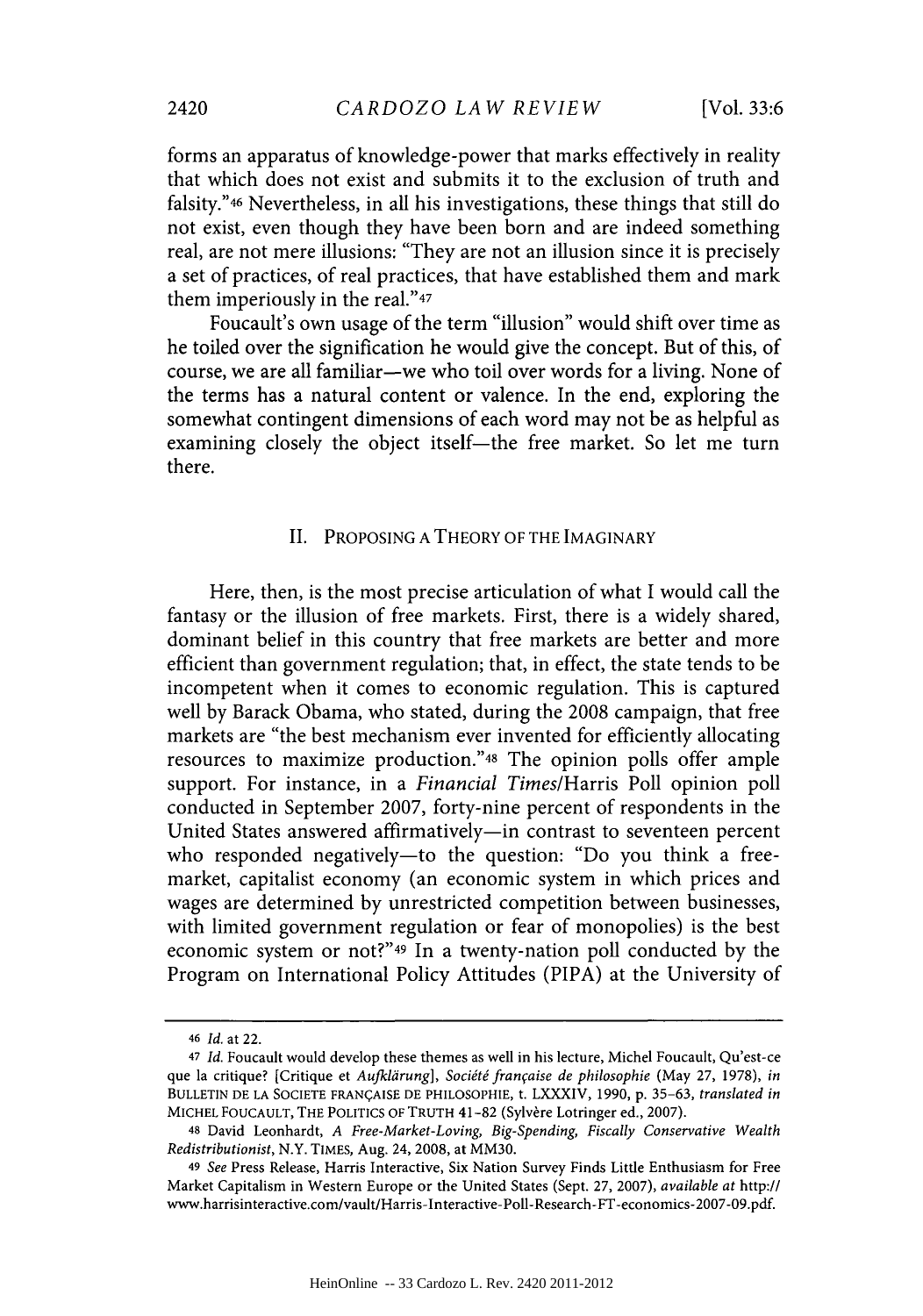forms an apparatus of knowledge-power that marks effectively in reality that which does not exist and submits it to the exclusion of truth and falsity."[46] Nevertheless, in all his investigations, these things that still do not exist, even though they have been born and are indeed something real, are not mere illusions: "They are not an illusion since it is precisely a set of practices, of real practices, that have established them and mark them imperiously in the real."[47]

Foucault's own usage of the term "illusion" would shift over time as he toiled over the signification he would give the concept. But of this, of course, we are all familiar—we who toil over words for a living. None of the terms has a natural content or valence. In the end, exploring the somewhat contingent dimensions of each word may not be as helpful as examining closely the object itself—the free market. So let me turn there.

## II. PROPOSING A THEORY OF THE IMAGINARY

Here, then, is the most precise articulation of what I would call the fantasy or the illusion of free markets. First, there is a widely shared, dominant belief in this country that free markets are better and more efficient than government regulation; that, in effect, the state tends to be incompetent when it comes to economic regulation. This is captured well by Barack Obama, who stated, during the 2008 campaign, that free markets are "the best mechanism ever invented for efficiently allocating resources to maximize production."[48] The opinion polls offer ample support. For instance, in a *Financial Times*/Harris Poll opinion poll conducted in September 2007, forty-nine percent of respondents in the United States answered affirmatively—in contrast to seventeen percent who responded negatively—to the question: "Do you think a free-market, capitalist economy (an economic system in which prices and wages are determined by unrestricted competition between businesses, with limited government regulation or fear of monopolies) is the best economic system or not?"[49] In a twenty-nation poll conducted by the Program on International Policy Attitudes (PIPA) at the University of

---

[46] *Id.* at 22.

[47] *Id.* Foucault would develop these themes as well in his lecture, Michel Foucault, Qu'est-ce que la critique? [Critique et *Aufklärung*], *Société française de philosophie* (May 27, 1978), *in* BULLETIN DE LA SOCIETE FRANÇAISE DE PHILOSOPHIE, t. LXXXIV, 1990, p. 35–63, *translated in* MICHEL FOUCAULT, THE POLITICS OF TRUTH 41–82 (Sylvère Lotringer ed., 2007).

[48] David Leonhardt, *A Free-Market-Loving, Big-Spending, Fiscally Conservative Wealth Redistributionist*, N.Y. TIMES, Aug. 24, 2008, at MM30.

[49] *See* Press Release, Harris Interactive, Six Nation Survey Finds Little Enthusiasm for Free Market Capitalism in Western Europe or the United States (Sept. 27, 2007), *available at* http://www.harrisinteractive.com/vault/Harris-Interactive-Poll-Research-FT-economics-2007-09.pdf.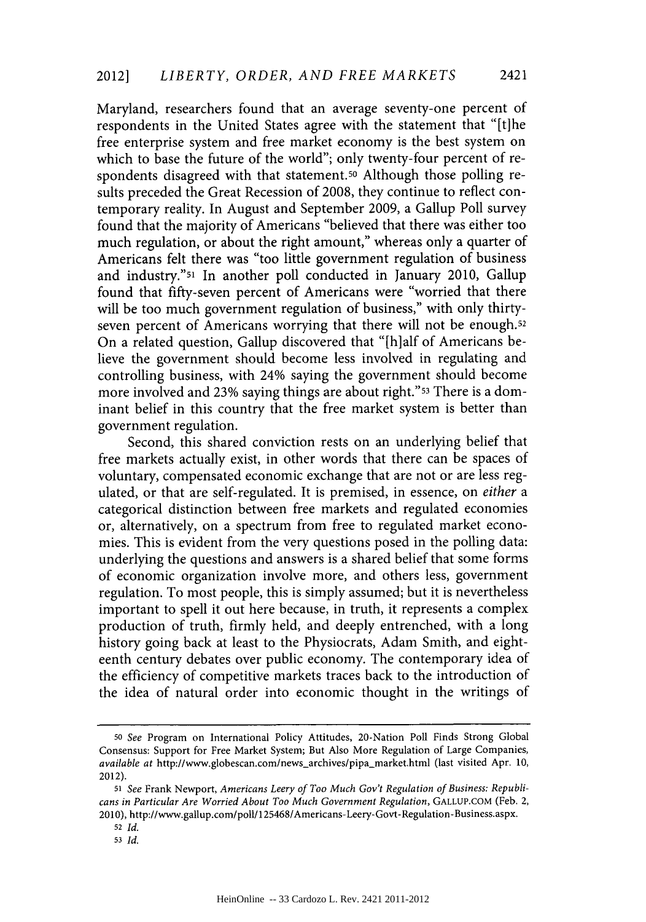Maryland, researchers found that an average seventy-one percent of respondents in the United States agree with the statement that "[t]he free enterprise system and free market economy is the best system on which to base the future of the world"; only twenty-four percent of respondents disagreed with that statement.[50] Although those polling results preceded the Great Recession of 2008, they continue to reflect contemporary reality. In August and September 2009, a Gallup Poll survey found that the majority of Americans "believed that there was either too much regulation, or about the right amount," whereas only a quarter of Americans felt there was "too little government regulation of business and industry."[51] In another poll conducted in January 2010, Gallup found that fifty-seven percent of Americans were "worried that there will be too much government regulation of business," with only thirty-seven percent of Americans worrying that there will not be enough.[52] On a related question, Gallup discovered that "[h]alf of Americans believe the government should become less involved in regulating and controlling business, with 24% saying the government should become more involved and 23% saying things are about right."[53] There is a dominant belief in this country that the free market system is better than government regulation.

Second, this shared conviction rests on an underlying belief that free markets actually exist, in other words that there can be spaces of voluntary, compensated economic exchange that are not or are less regulated, or that are self-regulated. It is premised, in essence, on *either* a categorical distinction between free markets and regulated economies or, alternatively, on a spectrum from free to regulated market economies. This is evident from the very questions posed in the polling data: underlying the questions and answers is a shared belief that some forms of economic organization involve more, and others less, government regulation. To most people, this is simply assumed; but it is nevertheless important to spell it out here because, in truth, it represents a complex production of truth, firmly held, and deeply entrenched, with a long history going back at least to the Physiocrats, Adam Smith, and eighteenth century debates over public economy. The contemporary idea of the efficiency of competitive markets traces back to the introduction of the idea of natural order into economic thought in the writings of

---

[50] *See* Program on International Policy Attitudes, 20-Nation Poll Finds Strong Global Consensus: Support for Free Market System; But Also More Regulation of Large Companies, *available at* http://www.globescan.com/news_archives/pipa_market.html (last visited Apr. 10, 2012).

[51] *See* Frank Newport, *Americans Leery of Too Much Gov't Regulation of Business: Republicans in Particular Are Worried About Too Much Government Regulation*, GALLUP.COM (Feb. 2, 2010), http://www.gallup.com/poll/125468/Americans-Leery-Govt-Regulation-Business.aspx.

[52] *Id.*

[53] *Id.*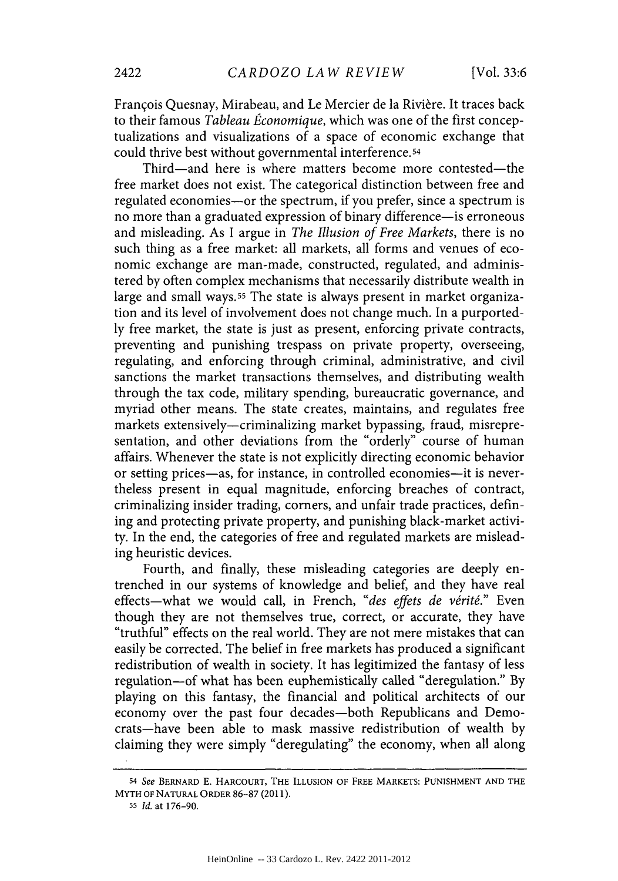François Quesnay, Mirabeau, and Le Mercier de la Rivière. It traces back to their famous *Tableau Économique*, which was one of the first conceptualizations and visualizations of a space of economic exchange that could thrive best without governmental interference.[54]

Third—and here is where matters become more contested—the free market does not exist. The categorical distinction between free and regulated economies—or the spectrum, if you prefer, since a spectrum is no more than a graduated expression of binary difference—is erroneous and misleading. As I argue in *The Illusion of Free Markets*, there is no such thing as a free market: all markets, all forms and venues of economic exchange are man-made, constructed, regulated, and administered by often complex mechanisms that necessarily distribute wealth in large and small ways.[55] The state is always present in market organization and its level of involvement does not change much. In a purportedly free market, the state is just as present, enforcing private contracts, preventing and punishing trespass on private property, overseeing, regulating, and enforcing through criminal, administrative, and civil sanctions the market transactions themselves, and distributing wealth through the tax code, military spending, bureaucratic governance, and myriad other means. The state creates, maintains, and regulates free markets extensively—criminalizing market bypassing, fraud, misrepresentation, and other deviations from the "orderly" course of human affairs. Whenever the state is not explicitly directing economic behavior or setting prices—as, for instance, in controlled economies—it is nevertheless present in equal magnitude, enforcing breaches of contract, criminalizing insider trading, corners, and unfair trade practices, defining and protecting private property, and punishing black-market activity. In the end, the categories of free and regulated markets are misleading heuristic devices.

Fourth, and finally, these misleading categories are deeply entrenched in our systems of knowledge and belief, and they have real effects—what we would call, in French, "*des effets de vérité*." Even though they are not themselves true, correct, or accurate, they have "truthful" effects on the real world. They are not mere mistakes that can easily be corrected. The belief in free markets has produced a significant redistribution of wealth in society. It has legitimized the fantasy of less regulation—of what has been euphemistically called "deregulation." By playing on this fantasy, the financial and political architects of our economy over the past four decades—both Republicans and Democrats—have been able to mask massive redistribution of wealth by claiming they were simply "deregulating" the economy, when all along

---

[54] *See* BERNARD E. HARCOURT, THE ILLUSION OF FREE MARKETS: PUNISHMENT AND THE MYTH OF NATURAL ORDER 86–87 (2011).

[55] *Id.* at 176–90.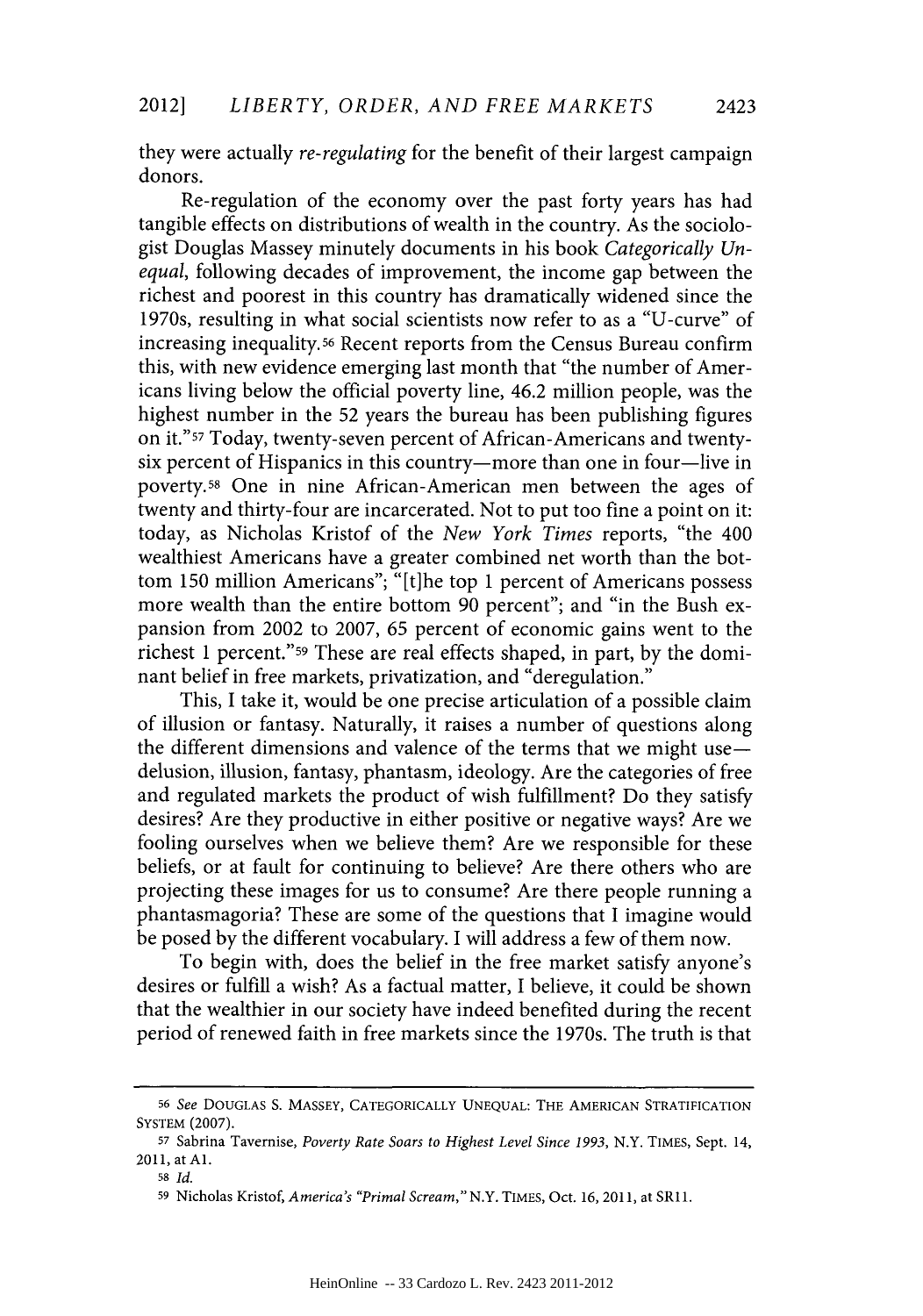they were actually *re-regulating* for the benefit of their largest campaign donors.

Re-regulation of the economy over the past forty years has had tangible effects on distributions of wealth in the country. As the sociologist Douglas Massey minutely documents in his book *Categorically Unequal*, following decades of improvement, the income gap between the richest and poorest in this country has dramatically widened since the 1970s, resulting in what social scientists now refer to as a "U-curve" of increasing inequality.[56] Recent reports from the Census Bureau confirm this, with new evidence emerging last month that "the number of Americans living below the official poverty line, 46.2 million people, was the highest number in the 52 years the bureau has been publishing figures on it."[57] Today, twenty-seven percent of African-Americans and twenty-six percent of Hispanics in this country—more than one in four—live in poverty.[58] One in nine African-American men between the ages of twenty and thirty-four are incarcerated. Not to put too fine a point on it: today, as Nicholas Kristof of the *New York Times* reports, "the 400 wealthiest Americans have a greater combined net worth than the bottom 150 million Americans"; "[t]he top 1 percent of Americans possess more wealth than the entire bottom 90 percent"; and "in the Bush expansion from 2002 to 2007, 65 percent of economic gains went to the richest 1 percent."[59] These are real effects shaped, in part, by the dominant belief in free markets, privatization, and "deregulation."

This, I take it, would be one precise articulation of a possible claim of illusion or fantasy. Naturally, it raises a number of questions along the different dimensions and valence of the terms that we might use—delusion, illusion, fantasy, phantasm, ideology. Are the categories of free and regulated markets the product of wish fulfillment? Do they satisfy desires? Are they productive in either positive or negative ways? Are we fooling ourselves when we believe them? Are we responsible for these beliefs, or at fault for continuing to believe? Are there others who are projecting these images for us to consume? Are there people running a phantasmagoria? These are some of the questions that I imagine would be posed by the different vocabulary. I will address a few of them now.

To begin with, does the belief in the free market satisfy anyone's desires or fulfill a wish? As a factual matter, I believe, it could be shown that the wealthier in our society have indeed benefited during the recent period of renewed faith in free markets since the 1970s. The truth is that

---

[56] *See* DOUGLAS S. MASSEY, CATEGORICALLY UNEQUAL: THE AMERICAN STRATIFICATION SYSTEM (2007).

[57] Sabrina Tavernise, *Poverty Rate Soars to Highest Level Since 1993*, N.Y. TIMES, Sept. 14, 2011, at A1.

[58] *Id.*

[59] Nicholas Kristof, *America's "Primal Scream,"* N.Y. TIMES, Oct. 16, 2011, at SR11.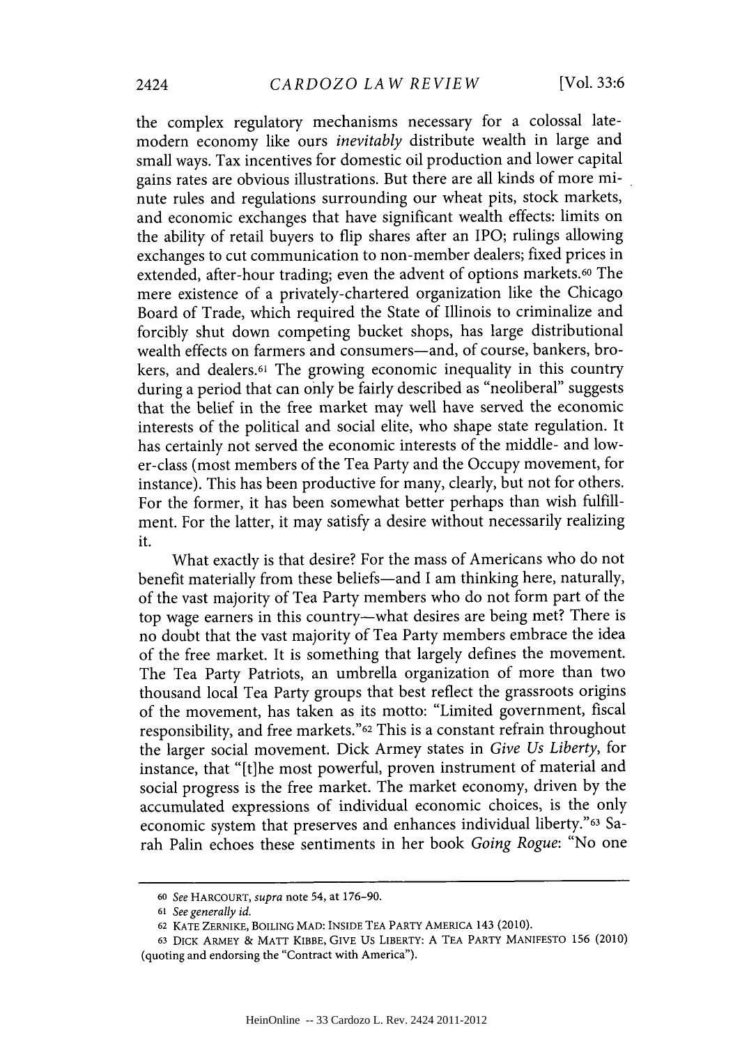the complex regulatory mechanisms necessary for a colossal late-modern economy like ours *inevitably* distribute wealth in large and small ways. Tax incentives for domestic oil production and lower capital gains rates are obvious illustrations. But there are all kinds of more minute rules and regulations surrounding our wheat pits, stock markets, and economic exchanges that have significant wealth effects: limits on the ability of retail buyers to flip shares after an IPO; rulings allowing exchanges to cut communication to non-member dealers; fixed prices in extended, after-hour trading; even the advent of options markets.[60] The mere existence of a privately-chartered organization like the Chicago Board of Trade, which required the State of Illinois to criminalize and forcibly shut down competing bucket shops, has large distributional wealth effects on farmers and consumers—and, of course, bankers, brokers, and dealers.[61] The growing economic inequality in this country during a period that can only be fairly described as "neoliberal" suggests that the belief in the free market may well have served the economic interests of the political and social elite, who shape state regulation. It has certainly not served the economic interests of the middle- and lower-class (most members of the Tea Party and the Occupy movement, for instance). This has been productive for many, clearly, but not for others. For the former, it has been somewhat better perhaps than wish fulfillment. For the latter, it may satisfy a desire without necessarily realizing it.

What exactly is that desire? For the mass of Americans who do not benefit materially from these beliefs—and I am thinking here, naturally, of the vast majority of Tea Party members who do not form part of the top wage earners in this country—what desires are being met? There is no doubt that the vast majority of Tea Party members embrace the idea of the free market. It is something that largely defines the movement. The Tea Party Patriots, an umbrella organization of more than two thousand local Tea Party groups that best reflect the grassroots origins of the movement, has taken as its motto: "Limited government, fiscal responsibility, and free markets."[62] This is a constant refrain throughout the larger social movement. Dick Armey states in *Give Us Liberty*, for instance, that "[t]he most powerful, proven instrument of material and social progress is the free market. The market economy, driven by the accumulated expressions of individual economic choices, is the only economic system that preserves and enhances individual liberty."[63] Sarah Palin echoes these sentiments in her book *Going Rogue*: "No one

---

[60] *See* HARCOURT, *supra* note 54, at 176–90.

[61] *See generally id.*

[62] KATE ZERNIKE, BOILING MAD: INSIDE TEA PARTY AMERICA 143 (2010).

[63] DICK ARMEY & MATT KIBBE, GIVE US LIBERTY: A TEA PARTY MANIFESTO 156 (2010) (quoting and endorsing the "Contract with America").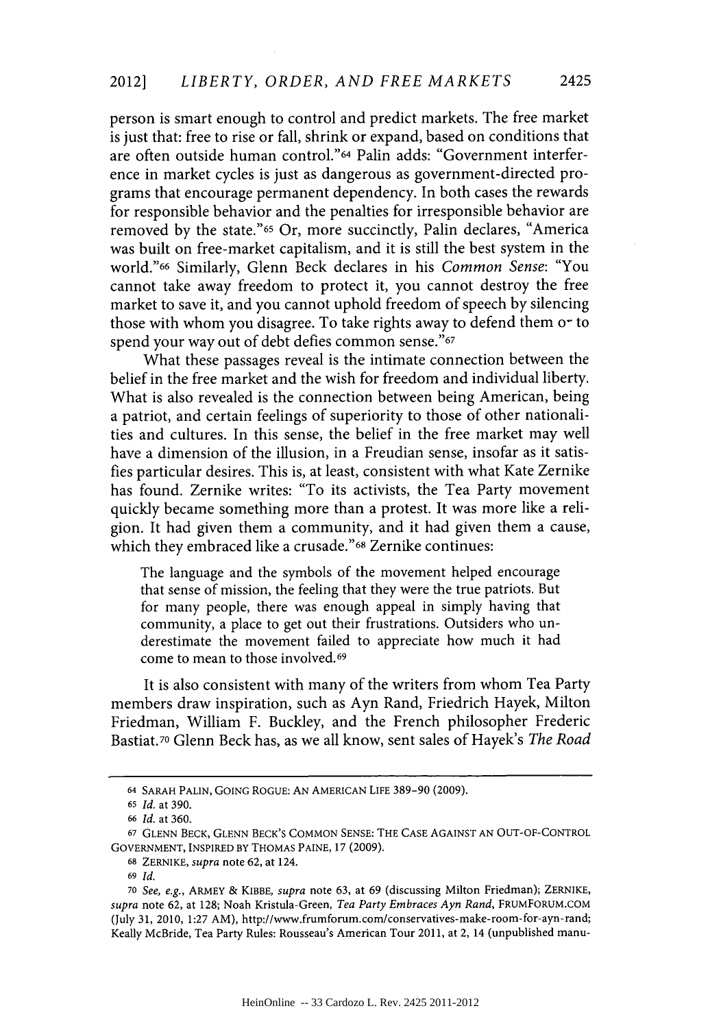person is smart enough to control and predict markets. The free market is just that: free to rise or fall, shrink or expand, based on conditions that are often outside human control."[64] Palin adds: "Government interference in market cycles is just as dangerous as government-directed programs that encourage permanent dependency. In both cases the rewards for responsible behavior and the penalties for irresponsible behavior are removed by the state."[65] Or, more succinctly, Palin declares, "America was built on free-market capitalism, and it is still the best system in the world."[66] Similarly, Glenn Beck declares in his *Common Sense*: "You cannot take away freedom to protect it, you cannot destroy the free market to save it, and you cannot uphold freedom of speech by silencing those with whom you disagree. To take rights away to defend them or to spend your way out of debt defies common sense."[67]

What these passages reveal is the intimate connection between the belief in the free market and the wish for freedom and individual liberty. What is also revealed is the connection between being American, being a patriot, and certain feelings of superiority to those of other nationalities and cultures. In this sense, the belief in the free market may well have a dimension of the illusion, in a Freudian sense, insofar as it satisfies particular desires. This is, at least, consistent with what Kate Zernike has found. Zernike writes: "To its activists, the Tea Party movement quickly became something more than a protest. It was more like a religion. It had given them a community, and it had given them a cause, which they embraced like a crusade."[68] Zernike continues:

> The language and the symbols of the movement helped encourage that sense of mission, the feeling that they were the true patriots. But for many people, there was enough appeal in simply having that community, a place to get out their frustrations. Outsiders who underestimate the movement failed to appreciate how much it had come to mean to those involved.[69]

It is also consistent with many of the writers from whom Tea Party members draw inspiration, such as Ayn Rand, Friedrich Hayek, Milton Friedman, William F. Buckley, and the French philosopher Frederic Bastiat.[70] Glenn Beck has, as we all know, sent sales of Hayek's *The Road*

---

[64] SARAH PALIN, GOING ROGUE: AN AMERICAN LIFE 389–90 (2009).

[65] *Id.* at 390.

[66] *Id.* at 360.

[67] GLENN BECK, GLENN BECK'S COMMON SENSE: THE CASE AGAINST AN OUT-OF-CONTROL GOVERNMENT, INSPIRED BY THOMAS PAINE, 17 (2009).

[68] ZERNIKE, *supra* note 62, at 124.

[69] *Id.*

[70] *See, e.g.*, ARMEY & KIBBE, *supra* note 63, at 69 (discussing Milton Friedman); ZERNIKE, *supra* note 62, at 128; Noah Kristula-Green, *Tea Party Embraces Ayn Rand*, FRUMFORUM.COM (July 31, 2010, 1:27 AM), http://www.frumforum.com/conservatives-make-room-for-ayn-rand; Keally McBride, Tea Party Rules: Rousseau's American Tour 2011, at 2, 14 (unpublished manu-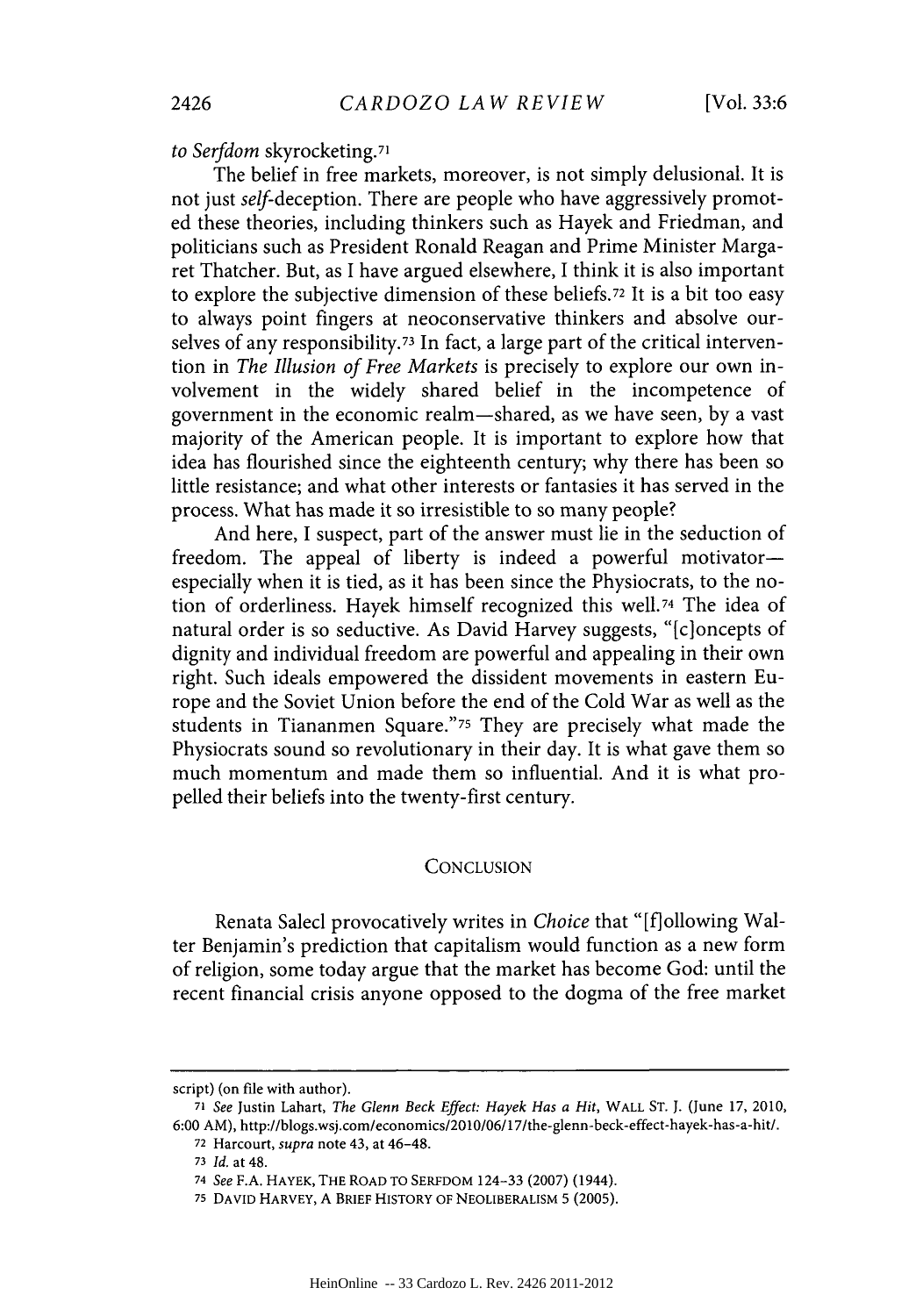*to Serfdom* skyrocketing.[71]

The belief in free markets, moreover, is not simply delusional. It is not just *self*-deception. There are people who have aggressively promoted these theories, including thinkers such as Hayek and Friedman, and politicians such as President Ronald Reagan and Prime Minister Margaret Thatcher. But, as I have argued elsewhere, I think it is also important to explore the subjective dimension of these beliefs.[72] It is a bit too easy to always point fingers at neoconservative thinkers and absolve ourselves of any responsibility.[73] In fact, a large part of the critical intervention in *The Illusion of Free Markets* is precisely to explore our own involvement in the widely shared belief in the incompetence of government in the economic realm—shared, as we have seen, by a vast majority of the American people. It is important to explore how that idea has flourished since the eighteenth century; why there has been so little resistance; and what other interests or fantasies it has served in the process. What has made it so irresistible to so many people?

And here, I suspect, part of the answer must lie in the seduction of freedom. The appeal of liberty is indeed a powerful motivator—especially when it is tied, as it has been since the Physiocrats, to the notion of orderliness. Hayek himself recognized this well.[74] The idea of natural order is so seductive. As David Harvey suggests, "[c]oncepts of dignity and individual freedom are powerful and appealing in their own right. Such ideals empowered the dissident movements in eastern Europe and the Soviet Union before the end of the Cold War as well as the students in Tiananmen Square."[75] They are precisely what made the Physiocrats sound so revolutionary in their day. It is what gave them so much momentum and made them so influential. And it is what propelled their beliefs into the twenty-first century.

## CONCLUSION

Renata Salecl provocatively writes in *Choice* that "[f]ollowing Walter Benjamin's prediction that capitalism would function as a new form of religion, some today argue that the market has become God: until the recent financial crisis anyone opposed to the dogma of the free market

---

script) (on file with author).

71 *See* Justin Lahart, *The Glenn Beck Effect: Hayek Has a Hit*, WALL ST. J. (June 17, 2010, 6:00 AM), http://blogs.wsj.com/economics/2010/06/17/the-glenn-beck-effect-hayek-has-a-hit/.

72 Harcourt, *supra* note 43, at 46–48.

73 *Id.* at 48.

74 *See* F.A. HAYEK, THE ROAD TO SERFDOM 124–33 (2007) (1944).

75 DAVID HARVEY, A BRIEF HISTORY OF NEOLIBERALISM 5 (2005).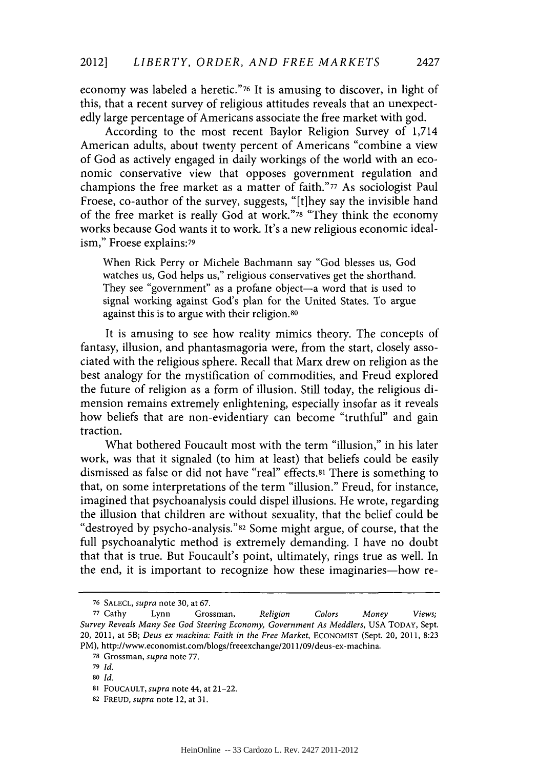economy was labeled a heretic."[76] It is amusing to discover, in light of this, that a recent survey of religious attitudes reveals that an unexpectedly large percentage of Americans associate the free market with god.

According to the most recent Baylor Religion Survey of 1,714 American adults, about twenty percent of Americans "combine a view of God as actively engaged in daily workings of the world with an economic conservative view that opposes government regulation and champions the free market as a matter of faith."[77] As sociologist Paul Froese, co-author of the survey, suggests, "[t]hey say the invisible hand of the free market is really God at work."[78] "They think the economy works because God wants it to work. It's a new religious economic idealism," Froese explains:[79]

> When Rick Perry or Michele Bachmann say "God blesses us, God watches us, God helps us," religious conservatives get the shorthand. They see "government" as a profane object—a word that is used to signal working against God's plan for the United States. To argue against this is to argue with their religion.[80]

It is amusing to see how reality mimics theory. The concepts of fantasy, illusion, and phantasmagoria were, from the start, closely associated with the religious sphere. Recall that Marx drew on religion as the best analogy for the mystification of commodities, and Freud explored the future of religion as a form of illusion. Still today, the religious dimension remains extremely enlightening, especially insofar as it reveals how beliefs that are non-evidentiary can become "truthful" and gain traction.

What bothered Foucault most with the term "illusion," in his later work, was that it signaled (to him at least) that beliefs could be easily dismissed as false or did not have "real" effects.[81] There is something to that, on some interpretations of the term "illusion." Freud, for instance, imagined that psychoanalysis could dispel illusions. He wrote, regarding the illusion that children are without sexuality, that the belief could be "destroyed by psycho-analysis."[82] Some might argue, of course, that the full psychoanalytic method is extremely demanding. I have no doubt that that is true. But Foucault's point, ultimately, rings true as well. In the end, it is important to recognize how these imaginaries—how re-

---

76 SALECL, *supra* note 30, at 67.

77 Cathy Lynn Grossman, *Religion Colors Money Views; Survey Reveals Many See God Steering Economy, Government As Meddlers*, USA TODAY, Sept. 20, 2011, at 5B; *Deus ex machina: Faith in the Free Market*, ECONOMIST (Sept. 20, 2011, 8:23 PM), http://www.economist.com/blogs/freeexchange/2011/09/deus-ex-machina.

78 Grossman, *supra* note 77.

79 *Id.*

80 *Id.*

81 FOUCAULT, *supra* note 44, at 21–22.

82 FREUD, *supra* note 12, at 31.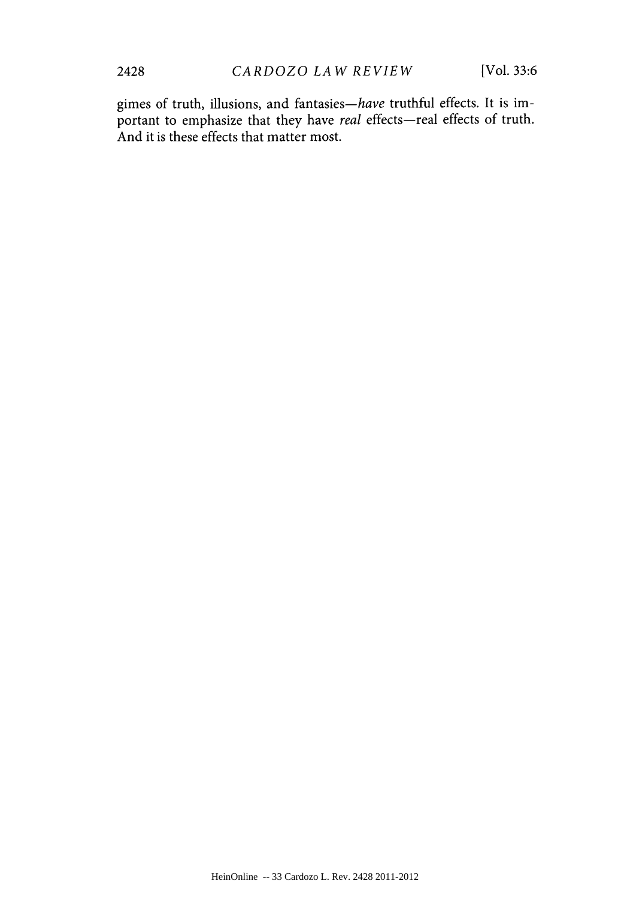gimes of truth, illusions, and fantasies—*have* truthful effects. It is important to emphasize that they have *real* effects—real effects of truth. And it is these effects that matter most.